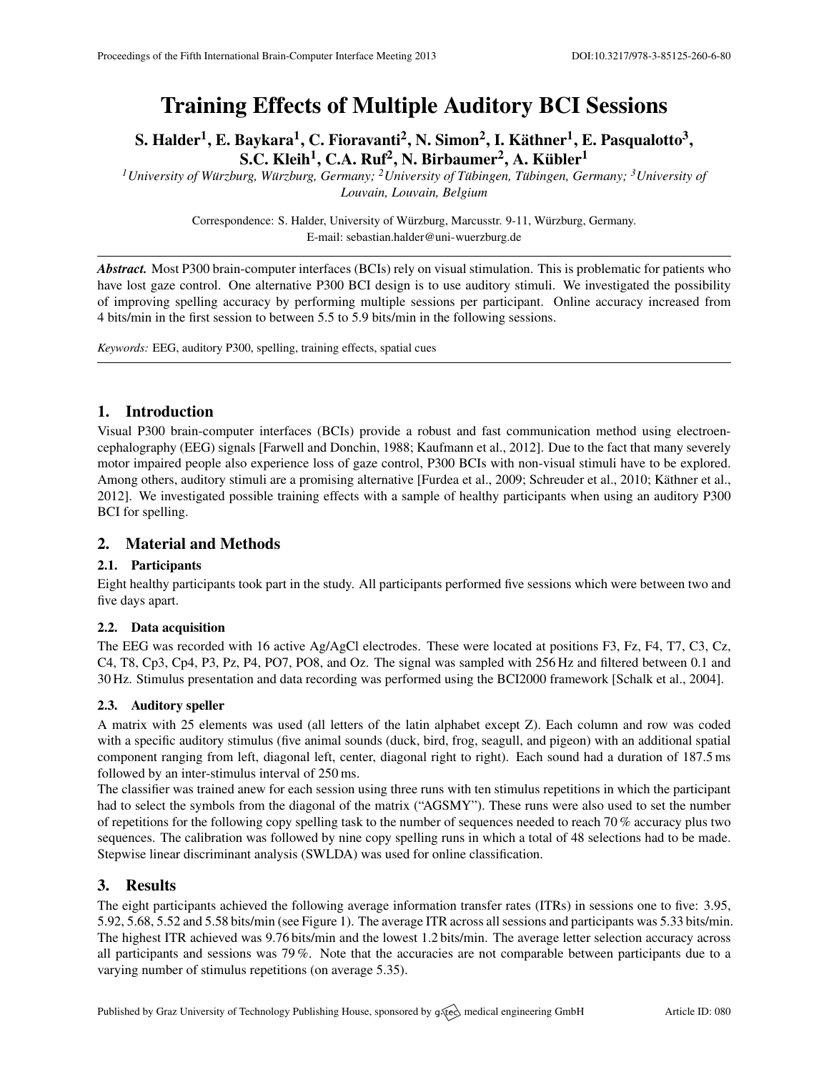# Training Effects of Multiple Auditory BCI Sessions

**S. Halder[1], E. Baykara[1], C. Fioravanti[2], N. Simon[2], I. Käthner[1], E. Pasqualotto[3], S.C. Kleih[1], C.A. Ruf[2], N. Birbaumer[2], A. Kübler[1]**

[1]*University of Würzburg, Würzburg, Germany;* [2]*University of Tübingen, Tübingen, Germany;* [3]*University of Louvain, Louvain, Belgium*

Correspondence: S. Halder, University of Würzburg, Marcusstr. 9-11, Würzburg, Germany.
E-mail: sebastian.halder@uni-wuerzburg.de

***Abstract.*** Most P300 brain-computer interfaces (BCIs) rely on visual stimulation. This is problematic for patients who have lost gaze control. One alternative P300 BCI design is to use auditory stimuli. We investigated the possibility of improving spelling accuracy by performing multiple sessions per participant. Online accuracy increased from 4 bits/min in the first session to between 5.5 to 5.9 bits/min in the following sessions.

*Keywords:* EEG, auditory P300, spelling, training effects, spatial cues

## 1. Introduction

Visual P300 brain-computer interfaces (BCIs) provide a robust and fast communication method using electroencephalography (EEG) signals [Farwell and Donchin, 1988; Kaufmann et al., 2012]. Due to the fact that many severely motor impaired people also experience loss of gaze control, P300 BCIs with non-visual stimuli have to be explored. Among others, auditory stimuli are a promising alternative [Furdea et al., 2009; Schreuder et al., 2010; Käthner et al., 2012]. We investigated possible training effects with a sample of healthy participants when using an auditory P300 BCI for spelling.

## 2. Material and Methods

### 2.1. Participants

Eight healthy participants took part in the study. All participants performed five sessions which were between two and five days apart.

### 2.2. Data acquisition

The EEG was recorded with 16 active Ag/AgCl electrodes. These were located at positions F3, Fz, F4, T7, C3, Cz, C4, T8, Cp3, Cp4, P3, Pz, P4, PO7, PO8, and Oz. The signal was sampled with 256 Hz and filtered between 0.1 and 30 Hz. Stimulus presentation and data recording was performed using the BCI2000 framework [Schalk et al., 2004].

### 2.3. Auditory speller

A matrix with 25 elements was used (all letters of the latin alphabet except Z). Each column and row was coded with a specific auditory stimulus (five animal sounds (duck, bird, frog, seagull, and pigeon) with an additional spatial component ranging from left, diagonal left, center, diagonal right to right). Each sound had a duration of 187.5 ms followed by an inter-stimulus interval of 250 ms.

The classifier was trained anew for each session using three runs with ten stimulus repetitions in which the participant had to select the symbols from the diagonal of the matrix ("AGSMY"). These runs were also used to set the number of repetitions for the following copy spelling task to the number of sequences needed to reach 70 % accuracy plus two sequences. The calibration was followed by nine copy spelling runs in which a total of 48 selections had to be made. Stepwise linear discriminant analysis (SWLDA) was used for online classification.

## 3. Results

The eight participants achieved the following average information transfer rates (ITRs) in sessions one to five: 3.95, 5.92, 5.68, 5.52 and 5.58 bits/min (see Figure 1). The average ITR across all sessions and participants was 5.33 bits/min. The highest ITR achieved was 9.76 bits/min and the lowest 1.2 bits/min. The average letter selection accuracy across all participants and sessions was 79 %. Note that the accuracies are not comparable between participants due to a varying number of stimulus repetitions (on average 5.35).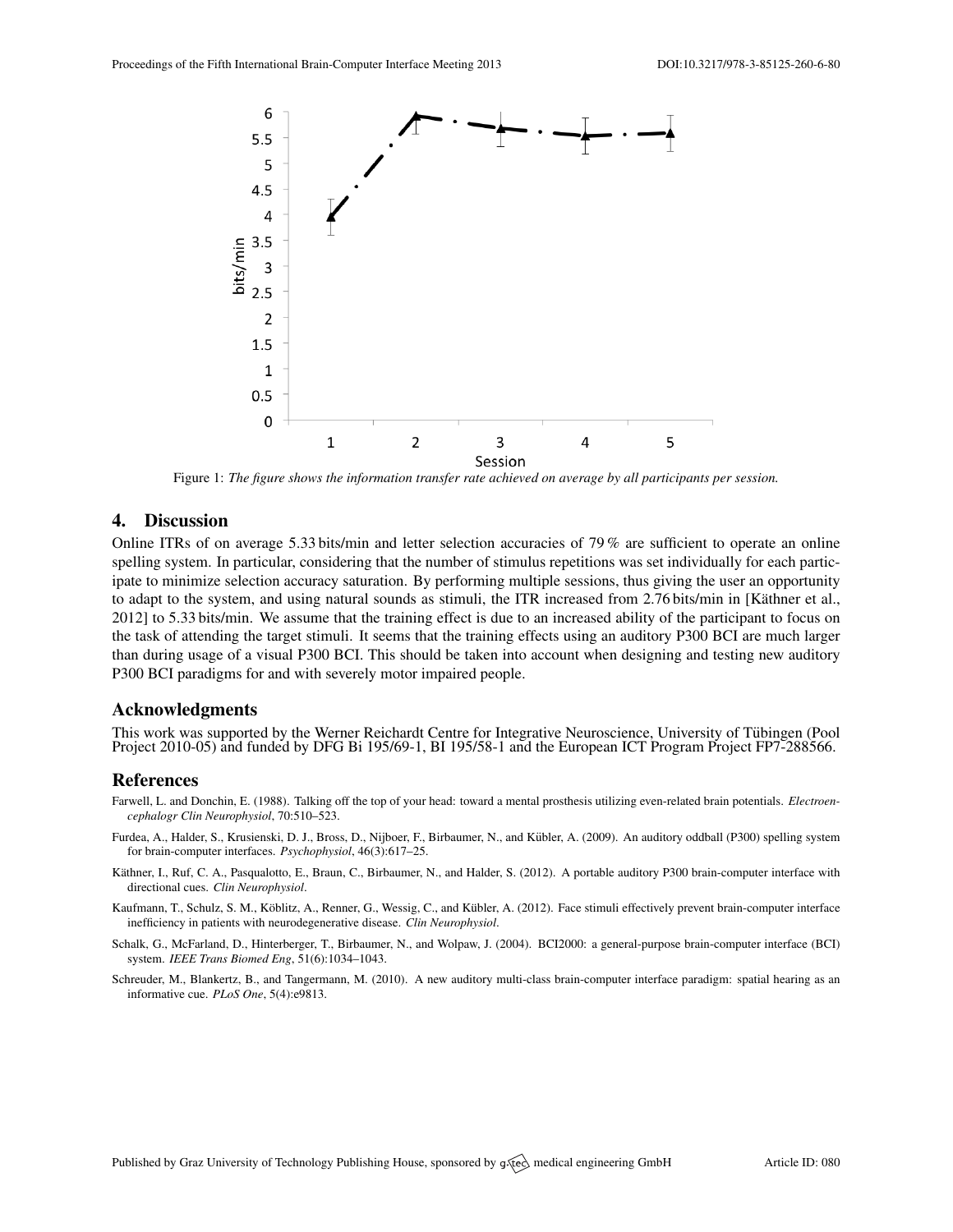6
5.5
5
4.5
4
3.5
3
2.5
2
1.5
1
0.5
0
bits/min
1
2
3
4
5
Session

Figure 1: *The figure shows the information transfer rate achieved on average by all participants per session.*

## 4. Discussion

Online ITRs of on average 5.33 bits/min and letter selection accuracies of 79 % are sufficient to operate an online spelling system. In particular, considering that the number of stimulus repetitions was set individually for each participate to minimize selection accuracy saturation. By performing multiple sessions, thus giving the user an opportunity to adapt to the system, and using natural sounds as stimuli, the ITR increased from 2.76 bits/min in [Käthner et al., 2012] to 5.33 bits/min. We assume that the training effect is due to an increased ability of the participant to focus on the task of attending the target stimuli. It seems that the training effects using an auditory P300 BCI are much larger than during usage of a visual P300 BCI. This should be taken into account when designing and testing new auditory P300 BCI paradigms for and with severely motor impaired people.

## Acknowledgments

This work was supported by the Werner Reichardt Centre for Integrative Neuroscience, University of Tübingen (Pool Project 2010-05) and funded by DFG Bi 195/69-1, BI 195/58-1 and the European ICT Program Project FP7-288566.

## References

Farwell, L. and Donchin, E. (1988). Talking off the top of your head: toward a mental prosthesis utilizing even-related brain potentials. *Electroencephalogr Clin Neurophysiol*, 70:510–523.

Furdea, A., Halder, S., Krusienski, D. J., Bross, D., Nijboer, F., Birbaumer, N., and Kübler, A. (2009). An auditory oddball (P300) spelling system for brain-computer interfaces. *Psychophysiol*, 46(3):617–25.

Käthner, I., Ruf, C. A., Pasqualotto, E., Braun, C., Birbaumer, N., and Halder, S. (2012). A portable auditory P300 brain-computer interface with directional cues. *Clin Neurophysiol*.

Kaufmann, T., Schulz, S. M., Köblitz, A., Renner, G., Wessig, C., and Kübler, A. (2012). Face stimuli effectively prevent brain-computer interface inefficiency in patients with neurodegenerative disease. *Clin Neurophysiol*.

Schalk, G., McFarland, D., Hinterberger, T., Birbaumer, N., and Wolpaw, J. (2004). BCI2000: a general-purpose brain-computer interface (BCI) system. *IEEE Trans Biomed Eng*, 51(6):1034–1043.

Schreuder, M., Blankertz, B., and Tangermann, M. (2010). A new auditory multi-class brain-computer interface paradigm: spatial hearing as an informative cue. *PLoS One*, 5(4):e9813.